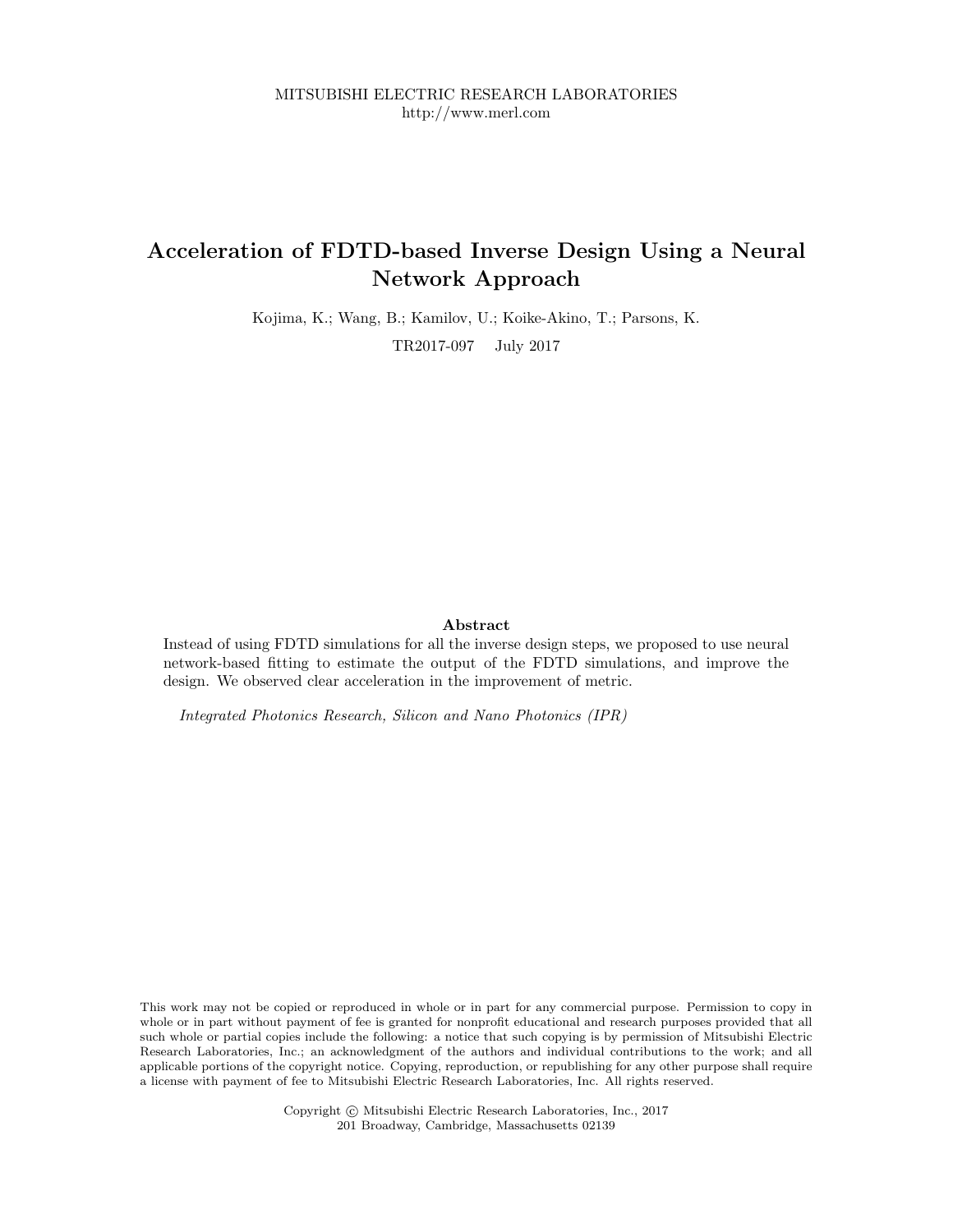MITSUBISHI ELECTRIC RESEARCH LABORATORIES
http://www.merl.com

# Acceleration of FDTD-based Inverse Design Using a Neural Network Approach

Kojima, K.; Wang, B.; Kamilov, U.; Koike-Akino, T.; Parsons, K.

TR2017-097 July 2017

## Abstract

Instead of using FDTD simulations for all the inverse design steps, we proposed to use neural network-based fitting to estimate the output of the FDTD simulations, and improve the design. We observed clear acceleration in the improvement of metric.

*Integrated Photonics Research, Silicon and Nano Photonics (IPR)*

This work may not be copied or reproduced in whole or in part for any commercial purpose. Permission to copy in whole or in part without payment of fee is granted for nonprofit educational and research purposes provided that all such whole or partial copies include the following: a notice that such copying is by permission of Mitsubishi Electric Research Laboratories, Inc.; an acknowledgment of the authors and individual contributions to the work; and all applicable portions of the copyright notice. Copying, reproduction, or republishing for any other purpose shall require a license with payment of fee to Mitsubishi Electric Research Laboratories, Inc. All rights reserved.

Copyright © Mitsubishi Electric Research Laboratories, Inc., 2017
201 Broadway, Cambridge, Massachusetts 02139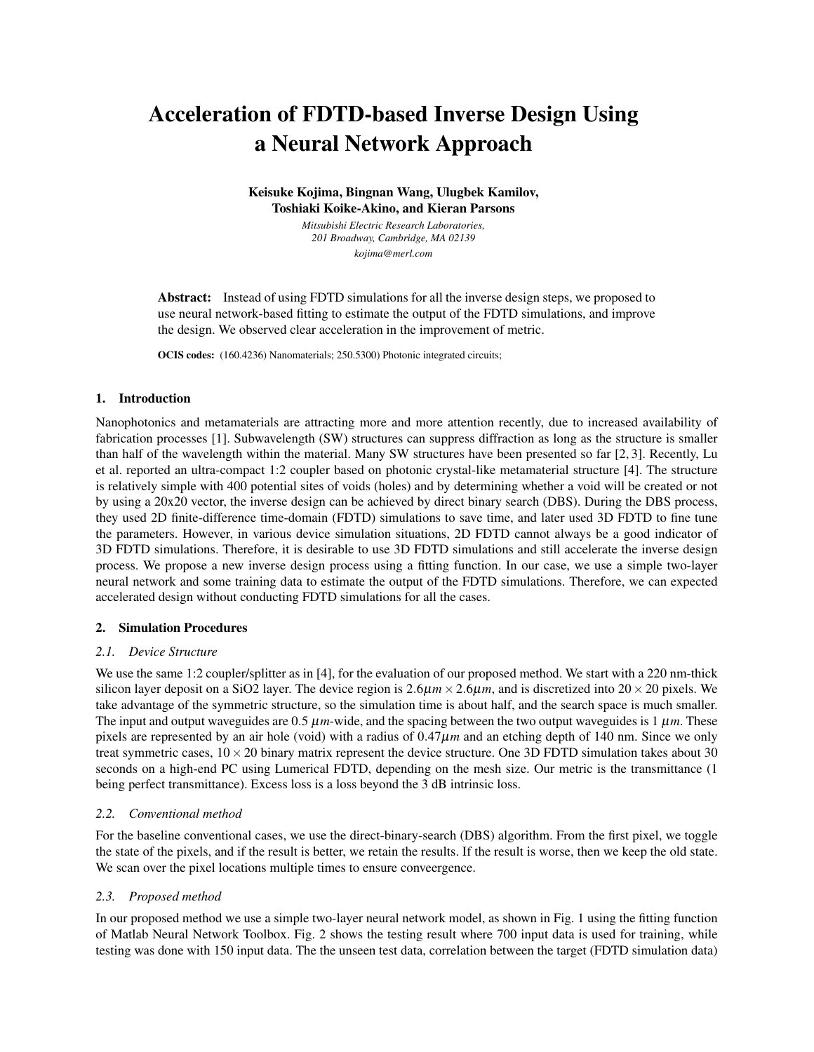# Acceleration of FDTD-based Inverse Design Using a Neural Network Approach

**Keisuke Kojima, Bingnan Wang, Ulugbek Kamilov, Toshiaki Koike-Akino, and Kieran Parsons**

*Mitsubishi Electric Research Laboratories, 201 Broadway, Cambridge, MA 02139*

*kojima@merl.com*

**Abstract:** Instead of using FDTD simulations for all the inverse design steps, we proposed to use neural network-based fitting to estimate the output of the FDTD simulations, and improve the design. We observed clear acceleration in the improvement of metric.

**OCIS codes:** (160.4236) Nanomaterials; 250.5300) Photonic integrated circuits;

## 1. Introduction

Nanophotonics and metamaterials are attracting more and more attention recently, due to increased availability of fabrication processes [1]. Subwavelength (SW) structures can suppress diffraction as long as the structure is smaller than half of the wavelength within the material. Many SW structures have been presented so far [2, 3]. Recently, Lu et al. reported an ultra-compact 1:2 coupler based on photonic crystal-like metamaterial structure [4]. The structure is relatively simple with 400 potential sites of voids (holes) and by determining whether a void will be created or not by using a 20x20 vector, the inverse design can be achieved by direct binary search (DBS). During the DBS process, they used 2D finite-difference time-domain (FDTD) simulations to save time, and later used 3D FDTD to fine tune the parameters. However, in various device simulation situations, 2D FDTD cannot always be a good indicator of 3D FDTD simulations. Therefore, it is desirable to use 3D FDTD simulations and still accelerate the inverse design process. We propose a new inverse design process using a fitting function. In our case, we use a simple two-layer neural network and some training data to estimate the output of the FDTD simulations. Therefore, we can expected accelerated design without conducting FDTD simulations for all the cases.

## 2. Simulation Procedures

### 2.1. Device Structure

We use the same 1:2 coupler/splitter as in [4], for the evaluation of our proposed method. We start with a 220 nm-thick silicon layer deposit on a SiO2 layer. The device region is $2.6\mu m \times 2.6\mu m$, and is discretized into $20 \times 20$ pixels. We take advantage of the symmetric structure, so the simulation time is about half, and the search space is much smaller. The input and output waveguides are 0.5 $\mu m$-wide, and the spacing between the two output waveguides is 1 $\mu m$. These pixels are represented by an air hole (void) with a radius of $0.47\mu m$ and an etching depth of 140 nm. Since we only treat symmetric cases, $10 \times 20$ binary matrix represent the device structure. One 3D FDTD simulation takes about 30 seconds on a high-end PC using Lumerical FDTD, depending on the mesh size. Our metric is the transmittance (1 being perfect transmittance). Excess loss is a loss beyond the 3 dB intrinsic loss.

### 2.2. Conventional method

For the baseline conventional cases, we use the direct-binary-search (DBS) algorithm. From the first pixel, we toggle the state of the pixels, and if the result is better, we retain the results. If the result is worse, then we keep the old state. We scan over the pixel locations multiple times to ensure conveergence.

### 2.3. Proposed method

In our proposed method we use a simple two-layer neural network model, as shown in Fig. 1 using the fitting function of Matlab Neural Network Toolbox. Fig. 2 shows the testing result where 700 input data is used for training, while testing was done with 150 input data. The the unseen test data, correlation between the target (FDTD simulation data)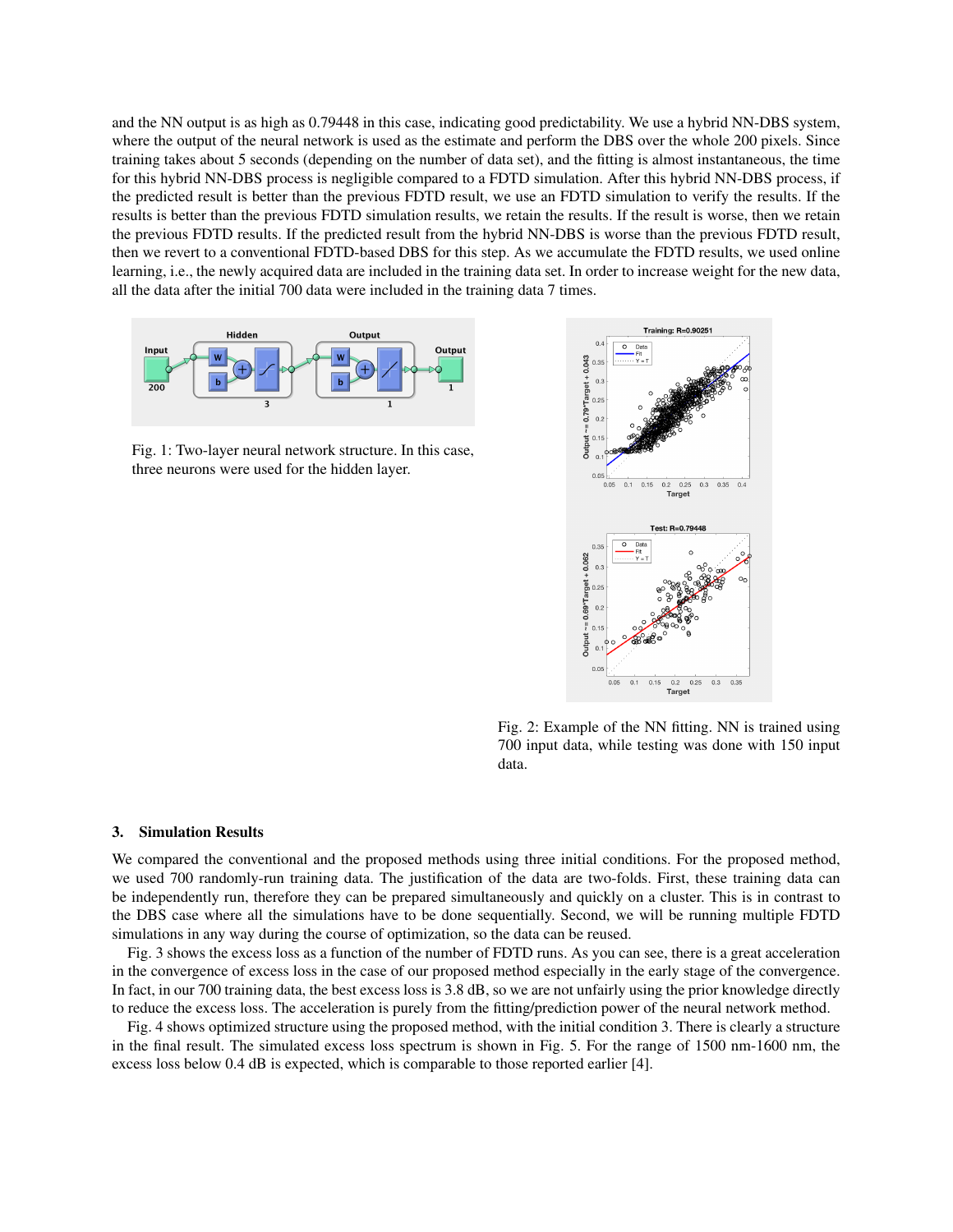and the NN output is as high as 0.79448 in this case, indicating good predictability. We use a hybrid NN-DBS system, where the output of the neural network is used as the estimate and perform the DBS over the whole 200 pixels. Since training takes about 5 seconds (depending on the number of data set), and the fitting is almost instantaneous, the time for this hybrid NN-DBS process is negligible compared to a FDTD simulation. After this hybrid NN-DBS process, if the predicted result is better than the previous FDTD result, we use an FDTD simulation to verify the results. If the results is better than the previous FDTD simulation results, we retain the results. If the result is worse, then we retain the previous FDTD results. If the predicted result from the hybrid NN-DBS is worse than the previous FDTD result, then we revert to a conventional FDTD-based DBS for this step. As we accumulate the FDTD results, we used online learning, i.e., the newly acquired data are included in the training data set. In order to increase weight for the new data, all the data after the initial 700 data were included in the training data 7 times.

Fig. 1: Two-layer neural network structure. In this case, three neurons were used for the hidden layer.

Fig. 2: Example of the NN fitting. NN is trained using 700 input data, while testing was done with 150 input data.

### 3. Simulation Results

We compared the conventional and the proposed methods using three initial conditions. For the proposed method, we used 700 randomly-run training data. The justification of the data are two-folds. First, these training data can be independently run, therefore they can be prepared simultaneously and quickly on a cluster. This is in contrast to the DBS case where all the simulations have to be done sequentially. Second, we will be running multiple FDTD simulations in any way during the course of optimization, so the data can be reused.

Fig. 3 shows the excess loss as a function of the number of FDTD runs. As you can see, there is a great acceleration in the convergence of excess loss in the case of our proposed method especially in the early stage of the convergence. In fact, in our 700 training data, the best excess loss is 3.8 dB, so we are not unfairly using the prior knowledge directly to reduce the excess loss. The acceleration is purely from the fitting/prediction power of the neural network method.

Fig. 4 shows optimized structure using the proposed method, with the initial condition 3. There is clearly a structure in the final result. The simulated excess loss spectrum is shown in Fig. 5. For the range of 1500 nm-1600 nm, the excess loss below 0.4 dB is expected, which is comparable to those reported earlier [4].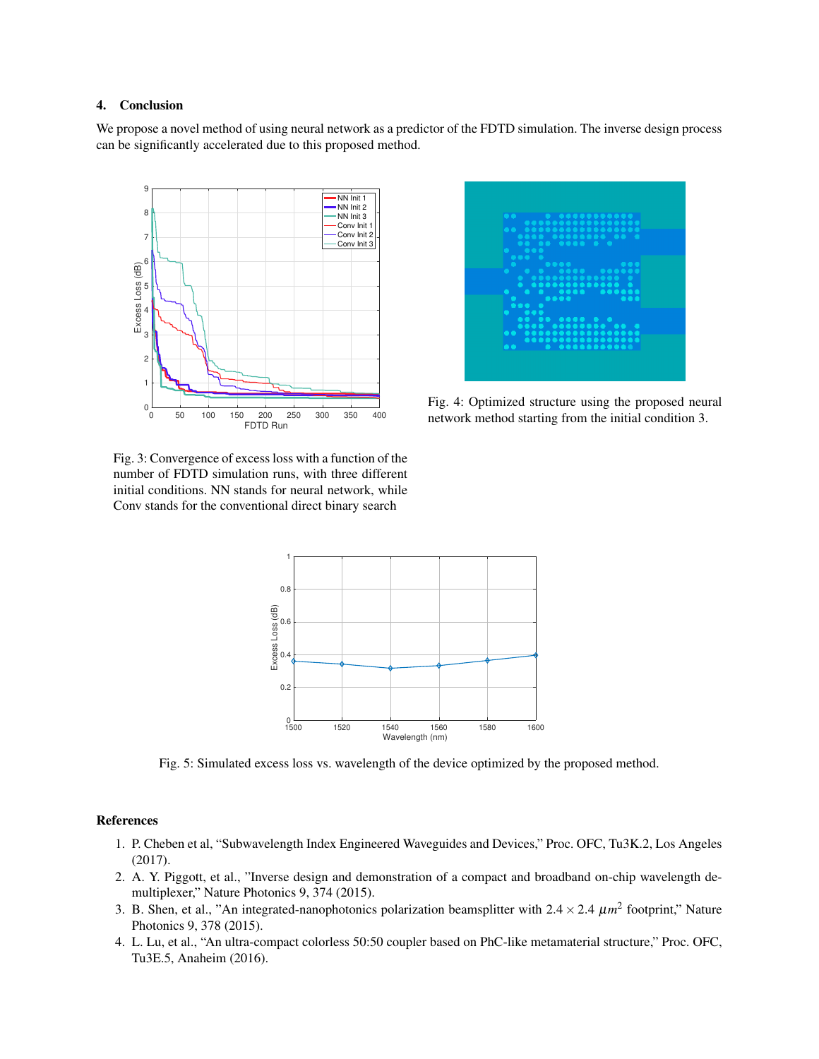## 4. Conclusion

We propose a novel method of using neural network as a predictor of the FDTD simulation. The inverse design process can be significantly accelerated due to this proposed method.

9
8
7
6
5
4
3
2
1
0
Excess Loss (dB)
0
50
100
150
200
250
300
350
400
FDTD Run
NN Init 1
NN Init 2
NN Init 3
Conv Init 1
Conv Init 2
Conv Init 3

Fig. 3: Convergence of excess loss with a function of the number of FDTD simulation runs, with three different initial conditions. NN stands for neural network, while Conv stands for the conventional direct binary search

Fig. 4: Optimized structure using the proposed neural network method starting from the initial condition 3.

1
0.8
0.6
0.4
0.2
0
Excess Loss (dB)
1500
1520
1540
1560
1580
1600
Wavelength (nm)

Fig. 5: Simulated excess loss vs. wavelength of the device optimized by the proposed method.

## References

1. P. Cheben et al, "Subwavelength Index Engineered Waveguides and Devices," Proc. OFC, Tu3K.2, Los Angeles (2017).
2. A. Y. Piggott, et al., "Inverse design and demonstration of a compact and broadband on-chip wavelength demultiplexer," Nature Photonics 9, 374 (2015).
3. B. Shen, et al., "An integrated-nanophotonics polarization beamsplitter with $2.4 \times 2.4\ \mu m^2$ footprint," Nature Photonics 9, 378 (2015).
4. L. Lu, et al., "An ultra-compact colorless 50:50 coupler based on PhC-like metamaterial structure," Proc. OFC, Tu3E.5, Anaheim (2016).